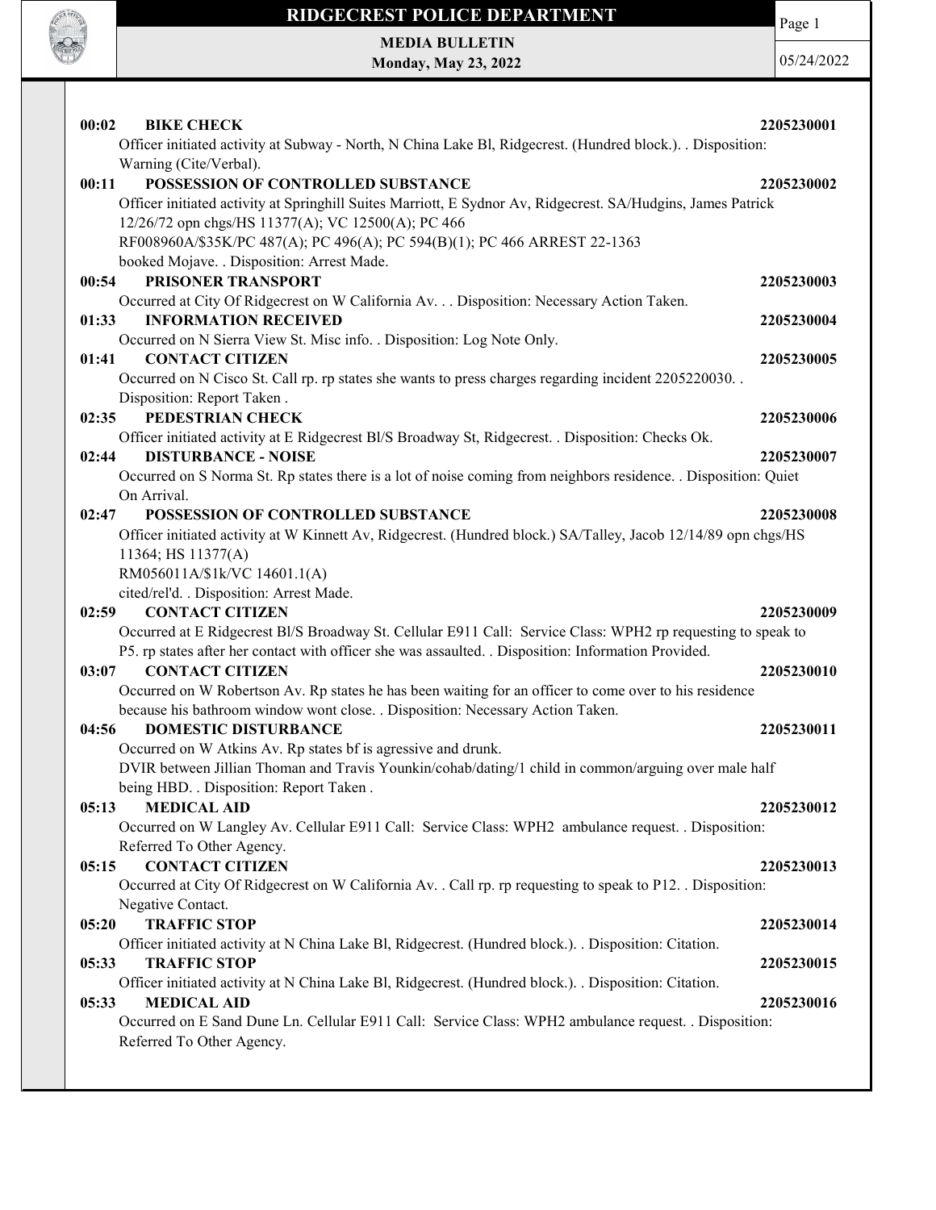# RIDGECREST POLICE DEPARTMENT

**MEDIA BULLETIN**
**Monday, May 23, 2022**

05/24/2022

**00:02 BIKE CHECK** **2205230001**
Officer initiated activity at Subway - North, N China Lake Bl, Ridgecrest. (Hundred block.). . Disposition: Warning (Cite/Verbal).

**00:11 POSSESSION OF CONTROLLED SUBSTANCE** **2205230002**
Officer initiated activity at Springhill Suites Marriott, E Sydnor Av, Ridgecrest. SA/Hudgins, James Patrick 12/26/72 opn chgs/HS 11377(A); VC 12500(A); PC 466
RF008960A/$35K/PC 487(A); PC 496(A); PC 594(B)(1); PC 466 ARREST 22-1363
booked Mojave. . Disposition: Arrest Made.

**00:54 PRISONER TRANSPORT** **2205230003**
Occurred at City Of Ridgecrest on W California Av. . . Disposition: Necessary Action Taken.

**01:33 INFORMATION RECEIVED** **2205230004**
Occurred on N Sierra View St. Misc info. . Disposition: Log Note Only.

**01:41 CONTACT CITIZEN** **2205230005**
Occurred on N Cisco St. Call rp. rp states she wants to press charges regarding incident 2205220030. . Disposition: Report Taken .

**02:35 PEDESTRIAN CHECK** **2205230006**
Officer initiated activity at E Ridgecrest Bl/S Broadway St, Ridgecrest. . Disposition: Checks Ok.

**02:44 DISTURBANCE - NOISE** **2205230007**
Occurred on S Norma St. Rp states there is a lot of noise coming from neighbors residence. . Disposition: Quiet On Arrival.

**02:47 POSSESSION OF CONTROLLED SUBSTANCE** **2205230008**
Officer initiated activity at W Kinnett Av, Ridgecrest. (Hundred block.) SA/Talley, Jacob 12/14/89 opn chgs/HS 11364; HS 11377(A)
RM056011A/$1k/VC 14601.1(A)
cited/rel'd. . Disposition: Arrest Made.

**02:59 CONTACT CITIZEN** **2205230009**
Occurred at E Ridgecrest Bl/S Broadway St. Cellular E911 Call: Service Class: WPH2 rp requesting to speak to P5. rp states after her contact with officer she was assaulted. . Disposition: Information Provided.

**03:07 CONTACT CITIZEN** **2205230010**
Occurred on W Robertson Av. Rp states he has been waiting for an officer to come over to his residence because his bathroom window wont close. . Disposition: Necessary Action Taken.

**04:56 DOMESTIC DISTURBANCE** **2205230011**
Occurred on W Atkins Av. Rp states bf is agressive and drunk.
DVIR between Jillian Thoman and Travis Younkin/cohab/dating/1 child in common/arguing over male half being HBD. . Disposition: Report Taken .

**05:13 MEDICAL AID** **2205230012**
Occurred on W Langley Av. Cellular E911 Call: Service Class: WPH2 ambulance request. . Disposition: Referred To Other Agency.

**05:15 CONTACT CITIZEN** **2205230013**
Occurred at City Of Ridgecrest on W California Av. . Call rp. rp requesting to speak to P12. . Disposition: Negative Contact.

**05:20 TRAFFIC STOP** **2205230014**
Officer initiated activity at N China Lake Bl, Ridgecrest. (Hundred block.). . Disposition: Citation.

**05:33 TRAFFIC STOP** **2205230015**
Officer initiated activity at N China Lake Bl, Ridgecrest. (Hundred block.). . Disposition: Citation.

**05:33 MEDICAL AID** **2205230016**
Occurred on E Sand Dune Ln. Cellular E911 Call: Service Class: WPH2 ambulance request. . Disposition: Referred To Other Agency.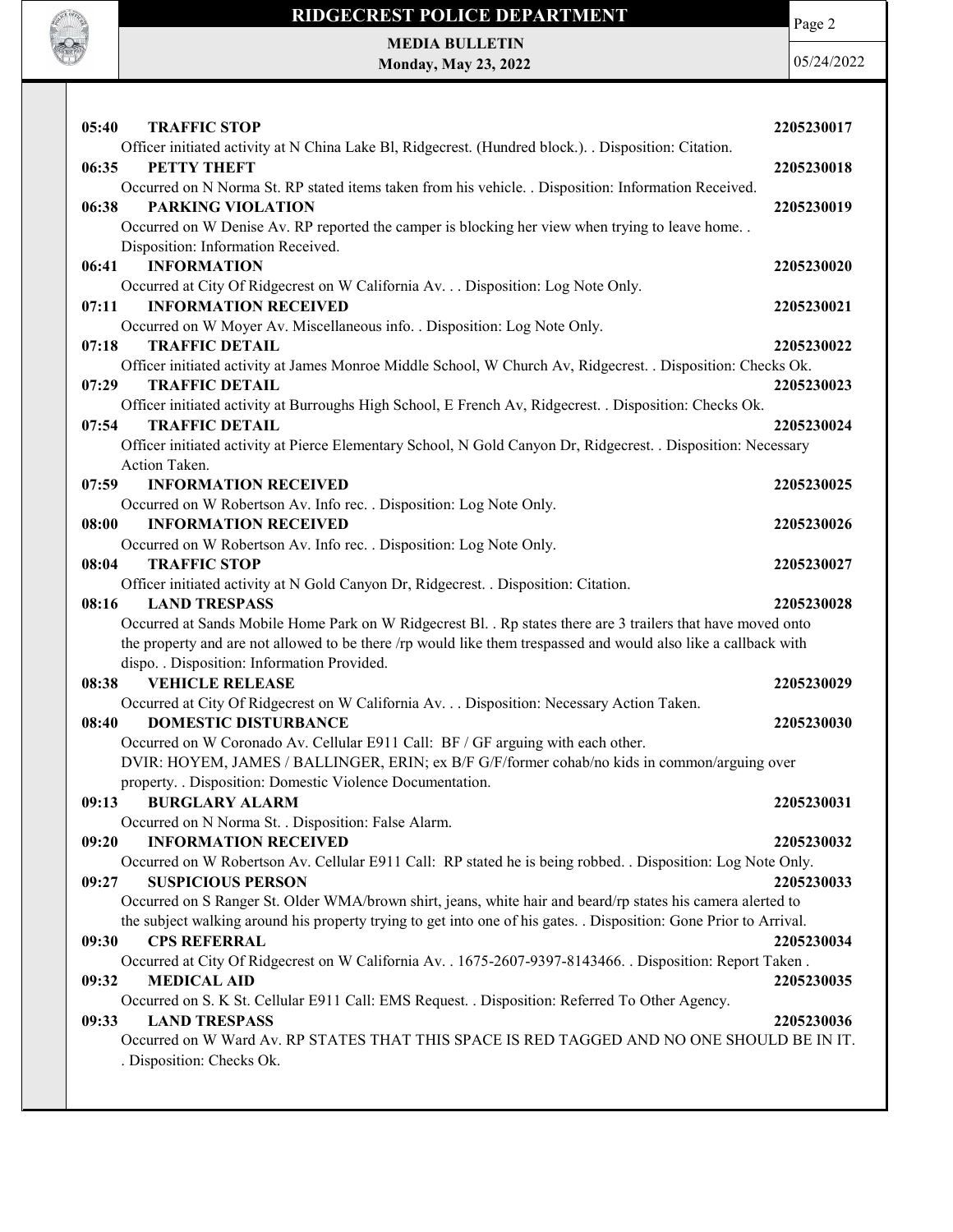**05:40 TRAFFIC STOP** 2205230017
Officer initiated activity at N China Lake Bl, Ridgecrest. (Hundred block.). . Disposition: Citation.

**06:35 PETTY THEFT** 2205230018
Occurred on N Norma St. RP stated items taken from his vehicle. . Disposition: Information Received.

**06:38 PARKING VIOLATION** 2205230019
Occurred on W Denise Av. RP reported the camper is blocking her view when trying to leave home. . Disposition: Information Received.

**06:41 INFORMATION** 2205230020
Occurred at City Of Ridgecrest on W California Av. . . Disposition: Log Note Only.

**07:11 INFORMATION RECEIVED** 2205230021
Occurred on W Moyer Av. Miscellaneous info. . Disposition: Log Note Only.

**07:18 TRAFFIC DETAIL** 2205230022
Officer initiated activity at James Monroe Middle School, W Church Av, Ridgecrest. . Disposition: Checks Ok.

**07:29 TRAFFIC DETAIL** 2205230023
Officer initiated activity at Burroughs High School, E French Av, Ridgecrest. . Disposition: Checks Ok.

**07:54 TRAFFIC DETAIL** 2205230024
Officer initiated activity at Pierce Elementary School, N Gold Canyon Dr, Ridgecrest. . Disposition: Necessary Action Taken.

**07:59 INFORMATION RECEIVED** 2205230025
Occurred on W Robertson Av. Info rec. . Disposition: Log Note Only.

**08:00 INFORMATION RECEIVED** 2205230026
Occurred on W Robertson Av. Info rec. . Disposition: Log Note Only.

**08:04 TRAFFIC STOP** 2205230027
Officer initiated activity at N Gold Canyon Dr, Ridgecrest. . Disposition: Citation.

**08:16 LAND TRESPASS** 2205230028
Occurred at Sands Mobile Home Park on W Ridgecrest Bl. . Rp states there are 3 trailers that have moved onto the property and are not allowed to be there /rp would like them trespassed and would also like a callback with dispo. . Disposition: Information Provided.

**08:38 VEHICLE RELEASE** 2205230029
Occurred at City Of Ridgecrest on W California Av. . . Disposition: Necessary Action Taken.

**08:40 DOMESTIC DISTURBANCE** 2205230030
Occurred on W Coronado Av. Cellular E911 Call: BF / GF arguing with each other.
DVIR: HOYEM, JAMES / BALLINGER, ERIN; ex B/F G/F/former cohab/no kids in common/arguing over property. . Disposition: Domestic Violence Documentation.

**09:13 BURGLARY ALARM** 2205230031
Occurred on N Norma St. . Disposition: False Alarm.

**09:20 INFORMATION RECEIVED** 2205230032
Occurred on W Robertson Av. Cellular E911 Call: RP stated he is being robbed. . Disposition: Log Note Only.

**09:27 SUSPICIOUS PERSON** 2205230033
Occurred on S Ranger St. Older WMA/brown shirt, jeans, white hair and beard/rp states his camera alerted to the subject walking around his property trying to get into one of his gates. . Disposition: Gone Prior to Arrival.

**09:30 CPS REFERRAL** 2205230034
Occurred at City Of Ridgecrest on W California Av. . 1675-2607-9397-8143466. . Disposition: Report Taken .

**09:32 MEDICAL AID** 2205230035
Occurred on S. K St. Cellular E911 Call: EMS Request. . Disposition: Referred To Other Agency.

**09:33 LAND TRESPASS** 2205230036
Occurred on W Ward Av. RP STATES THAT THIS SPACE IS RED TAGGED AND NO ONE SHOULD BE IN IT. . Disposition: Checks Ok.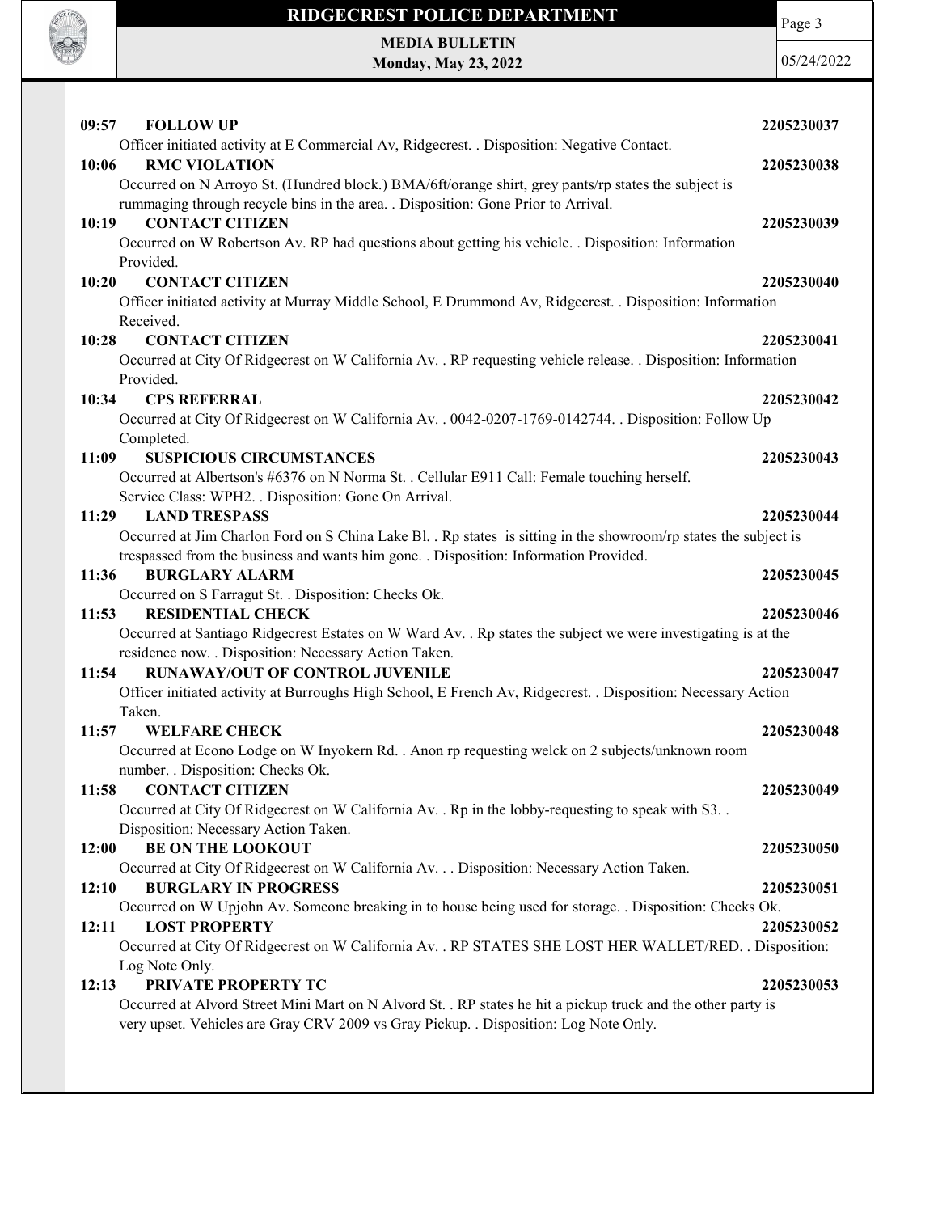**09:57 FOLLOW UP** 2205230037

Officer initiated activity at E Commercial Av, Ridgecrest. . Disposition: Negative Contact.

**10:06 RMC VIOLATION** 2205230038

Occurred on N Arroyo St. (Hundred block.) BMA/6ft/orange shirt, grey pants/rp states the subject is rummaging through recycle bins in the area. . Disposition: Gone Prior to Arrival.

**10:19 CONTACT CITIZEN** 2205230039

Occurred on W Robertson Av. RP had questions about getting his vehicle. . Disposition: Information Provided.

**10:20 CONTACT CITIZEN** 2205230040

Officer initiated activity at Murray Middle School, E Drummond Av, Ridgecrest. . Disposition: Information Received.

**10:28 CONTACT CITIZEN** 2205230041

Occurred at City Of Ridgecrest on W California Av. . RP requesting vehicle release. . Disposition: Information Provided.

**10:34 CPS REFERRAL** 2205230042

Occurred at City Of Ridgecrest on W California Av. . 0042-0207-1769-0142744. . Disposition: Follow Up Completed.

**11:09 SUSPICIOUS CIRCUMSTANCES** 2205230043

Occurred at Albertson's #6376 on N Norma St. . Cellular E911 Call: Female touching herself.
Service Class: WPH2. . Disposition: Gone On Arrival.

**11:29 LAND TRESPASS** 2205230044

Occurred at Jim Charlon Ford on S China Lake Bl. . Rp states is sitting in the showroom/rp states the subject is trespassed from the business and wants him gone. . Disposition: Information Provided.

**11:36 BURGLARY ALARM** 2205230045

Occurred on S Farragut St. . Disposition: Checks Ok.

**11:53 RESIDENTIAL CHECK** 2205230046

Occurred at Santiago Ridgecrest Estates on W Ward Av. . Rp states the subject we were investigating is at the residence now. . Disposition: Necessary Action Taken.

**11:54 RUNAWAY/OUT OF CONTROL JUVENILE** 2205230047

Officer initiated activity at Burroughs High School, E French Av, Ridgecrest. . Disposition: Necessary Action Taken.

**11:57 WELFARE CHECK** 2205230048

Occurred at Econo Lodge on W Inyokern Rd. . Anon rp requesting welck on 2 subjects/unknown room number. . Disposition: Checks Ok.

**11:58 CONTACT CITIZEN** 2205230049

Occurred at City Of Ridgecrest on W California Av. . Rp in the lobby-requesting to speak with S3. . Disposition: Necessary Action Taken.

**12:00 BE ON THE LOOKOUT** 2205230050

Occurred at City Of Ridgecrest on W California Av. . . Disposition: Necessary Action Taken.

**12:10 BURGLARY IN PROGRESS** 2205230051

Occurred on W Upjohn Av. Someone breaking in to house being used for storage. . Disposition: Checks Ok.

**12:11 LOST PROPERTY** 2205230052

Occurred at City Of Ridgecrest on W California Av. . RP STATES SHE LOST HER WALLET/RED. . Disposition: Log Note Only.

**12:13 PRIVATE PROPERTY TC** 2205230053

Occurred at Alvord Street Mini Mart on N Alvord St. . RP states he hit a pickup truck and the other party is very upset. Vehicles are Gray CRV 2009 vs Gray Pickup. . Disposition: Log Note Only.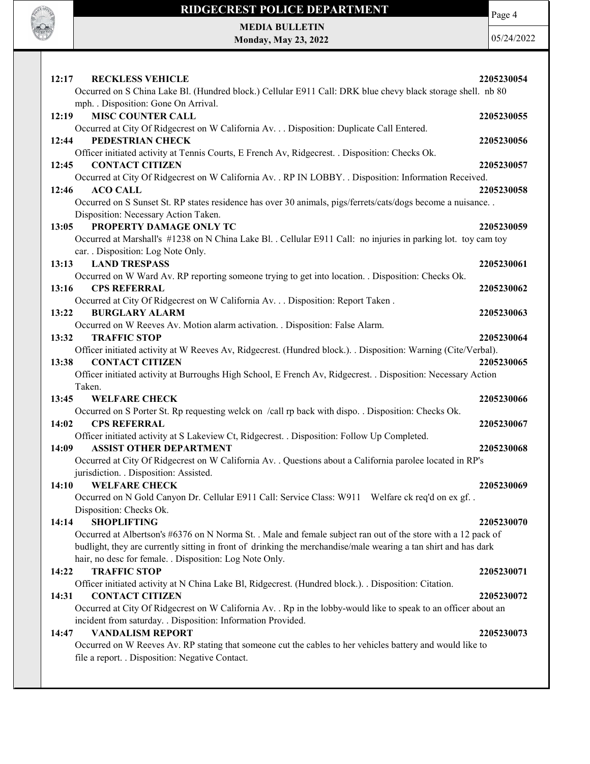**12:17 RECKLESS VEHICLE** 2205230054

Occurred on S China Lake Bl. (Hundred block.) Cellular E911 Call: DRK blue chevy black storage shell. nb 80 mph. . Disposition: Gone On Arrival.

**12:19 MISC COUNTER CALL** 2205230055

Occurred at City Of Ridgecrest on W California Av. . . Disposition: Duplicate Call Entered.

**12:44 PEDESTRIAN CHECK** 2205230056

Officer initiated activity at Tennis Courts, E French Av, Ridgecrest. . Disposition: Checks Ok.

**12:45 CONTACT CITIZEN** 2205230057

Occurred at City Of Ridgecrest on W California Av. . RP IN LOBBY. . Disposition: Information Received.

**12:46 ACO CALL** 2205230058

Occurred on S Sunset St. RP states residence has over 30 animals, pigs/ferrets/cats/dogs become a nuisance. . Disposition: Necessary Action Taken.

**13:05 PROPERTY DAMAGE ONLY TC** 2205230059

Occurred at Marshall's #1238 on N China Lake Bl. . Cellular E911 Call: no injuries in parking lot. toy cam toy car. . Disposition: Log Note Only.

**13:13 LAND TRESPASS** 2205230061

Occurred on W Ward Av. RP reporting someone trying to get into location. . Disposition: Checks Ok.

**13:16 CPS REFERRAL** 2205230062

Occurred at City Of Ridgecrest on W California Av. . . Disposition: Report Taken .

**13:22 BURGLARY ALARM** 2205230063

Occurred on W Reeves Av. Motion alarm activation. . Disposition: False Alarm.

**13:32 TRAFFIC STOP** 2205230064

Officer initiated activity at W Reeves Av, Ridgecrest. (Hundred block.). . Disposition: Warning (Cite/Verbal).

**13:38 CONTACT CITIZEN** 2205230065

Officer initiated activity at Burroughs High School, E French Av, Ridgecrest. . Disposition: Necessary Action Taken.

**13:45 WELFARE CHECK** 2205230066

Occurred on S Porter St. Rp requesting welck on /call rp back with dispo. . Disposition: Checks Ok.

**14:02 CPS REFERRAL** 2205230067

Officer initiated activity at S Lakeview Ct, Ridgecrest. . Disposition: Follow Up Completed.

**14:09 ASSIST OTHER DEPARTMENT** 2205230068

Occurred at City Of Ridgecrest on W California Av. . Questions about a California parolee located in RP's jurisdiction. . Disposition: Assisted.

**14:10 WELFARE CHECK** 2205230069

Occurred on N Gold Canyon Dr. Cellular E911 Call: Service Class: W911 Welfare ck req'd on ex gf. . Disposition: Checks Ok.

**14:14 SHOPLIFTING** 2205230070

Occurred at Albertson's #6376 on N Norma St. . Male and female subject ran out of the store with a 12 pack of budlight, they are currently sitting in front of drinking the merchandise/male wearing a tan shirt and has dark hair, no desc for female. . Disposition: Log Note Only.

**14:22 TRAFFIC STOP** 2205230071

Officer initiated activity at N China Lake Bl, Ridgecrest. (Hundred block.). . Disposition: Citation.

**14:31 CONTACT CITIZEN** 2205230072

Occurred at City Of Ridgecrest on W California Av. . Rp in the lobby-would like to speak to an officer about an incident from saturday. . Disposition: Information Provided.

**14:47 VANDALISM REPORT** 2205230073

Occurred on W Reeves Av. RP stating that someone cut the cables to her vehicles battery and would like to file a report. . Disposition: Negative Contact.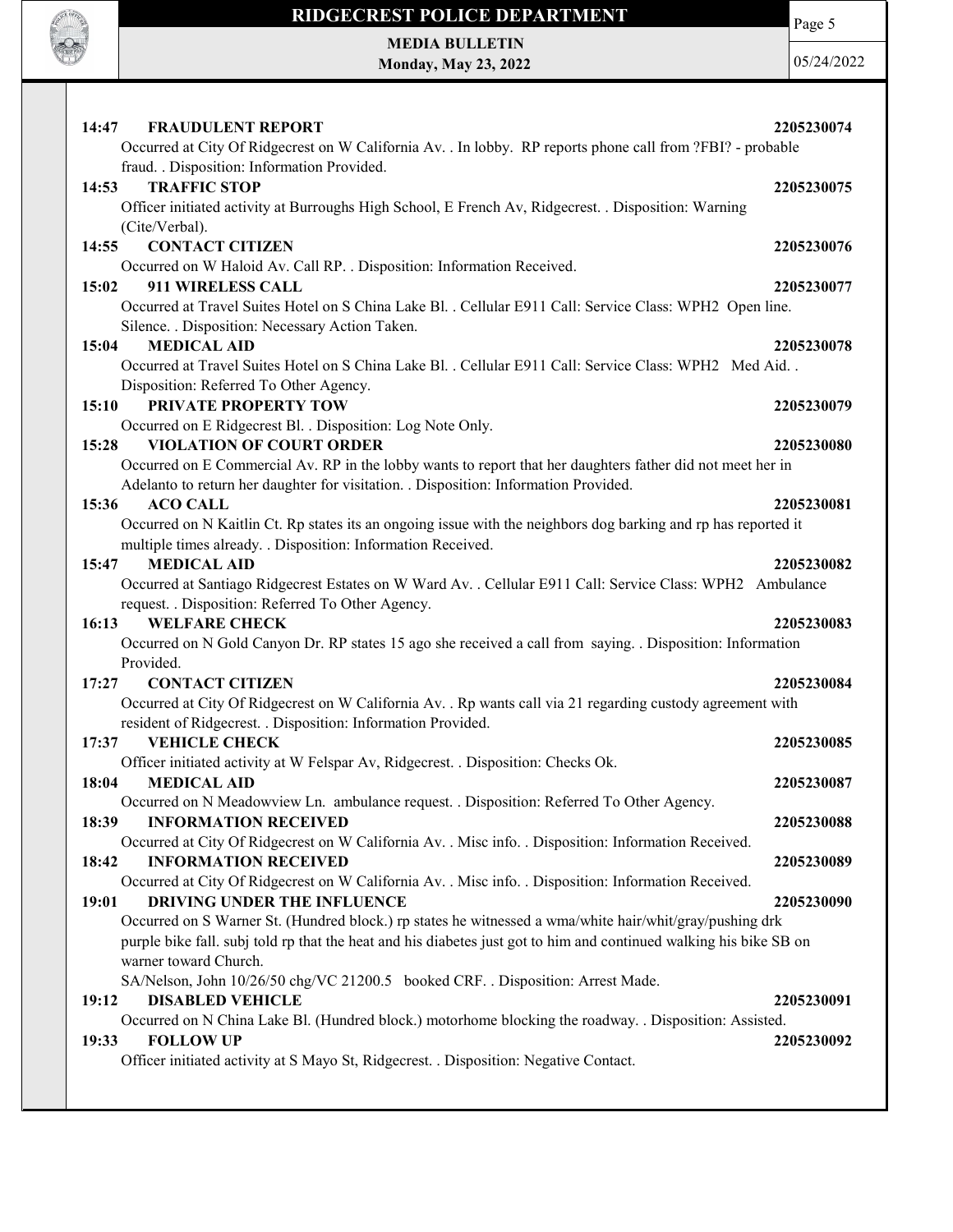**14:47 FRAUDULENT REPORT** **2205230074**

Occurred at City Of Ridgecrest on W California Av. . In lobby. RP reports phone call from ?FBI? - probable fraud. . Disposition: Information Provided.

**14:53 TRAFFIC STOP** **2205230075**

Officer initiated activity at Burroughs High School, E French Av, Ridgecrest. . Disposition: Warning (Cite/Verbal).

**14:55 CONTACT CITIZEN** **2205230076**

Occurred on W Haloid Av. Call RP. . Disposition: Information Received.

**15:02 911 WIRELESS CALL** **2205230077**

Occurred at Travel Suites Hotel on S China Lake Bl. . Cellular E911 Call: Service Class: WPH2 Open line. Silence. . Disposition: Necessary Action Taken.

**15:04 MEDICAL AID** **2205230078**

Occurred at Travel Suites Hotel on S China Lake Bl. . Cellular E911 Call: Service Class: WPH2 Med Aid. . Disposition: Referred To Other Agency.

**15:10 PRIVATE PROPERTY TOW** **2205230079**

Occurred on E Ridgecrest Bl. . Disposition: Log Note Only.

**15:28 VIOLATION OF COURT ORDER** **2205230080**

Occurred on E Commercial Av. RP in the lobby wants to report that her daughters father did not meet her in Adelanto to return her daughter for visitation. . Disposition: Information Provided.

**15:36 ACO CALL** **2205230081**

Occurred on N Kaitlin Ct. Rp states its an ongoing issue with the neighbors dog barking and rp has reported it multiple times already. . Disposition: Information Received.

**15:47 MEDICAL AID** **2205230082**

Occurred at Santiago Ridgecrest Estates on W Ward Av. . Cellular E911 Call: Service Class: WPH2 Ambulance request. . Disposition: Referred To Other Agency.

**16:13 WELFARE CHECK** **2205230083**

Occurred on N Gold Canyon Dr. RP states 15 ago she received a call from saying. . Disposition: Information Provided.

**17:27 CONTACT CITIZEN** **2205230084**

Occurred at City Of Ridgecrest on W California Av. . Rp wants call via 21 regarding custody agreement with resident of Ridgecrest. . Disposition: Information Provided.

**17:37 VEHICLE CHECK** **2205230085**

Officer initiated activity at W Felspar Av, Ridgecrest. . Disposition: Checks Ok.

**18:04 MEDICAL AID** **2205230087**

Occurred on N Meadowview Ln. ambulance request. . Disposition: Referred To Other Agency.

**18:39 INFORMATION RECEIVED** **2205230088**

Occurred at City Of Ridgecrest on W California Av. . Misc info. . Disposition: Information Received.

**18:42 INFORMATION RECEIVED** **2205230089**

Occurred at City Of Ridgecrest on W California Av. . Misc info. . Disposition: Information Received.

**19:01 DRIVING UNDER THE INFLUENCE** **2205230090**

Occurred on S Warner St. (Hundred block.) rp states he witnessed a wma/white hair/whit/gray/pushing drk purple bike fall. subj told rp that the heat and his diabetes just got to him and continued walking his bike SB on warner toward Church.

SA/Nelson, John 10/26/50 chg/VC 21200.5 booked CRF. . Disposition: Arrest Made.

**19:12 DISABLED VEHICLE** **2205230091**

Occurred on N China Lake Bl. (Hundred block.) motorhome blocking the roadway. . Disposition: Assisted.

**19:33 FOLLOW UP** **2205230092**

Officer initiated activity at S Mayo St, Ridgecrest. . Disposition: Negative Contact.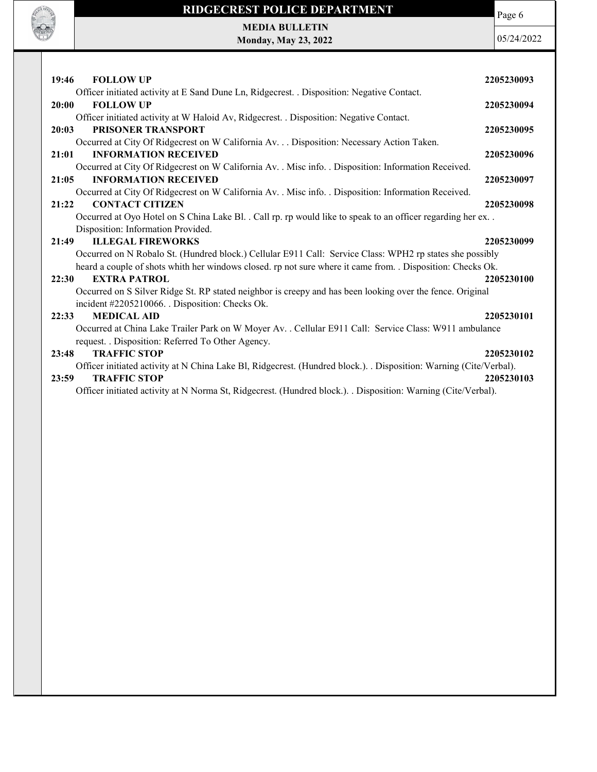**19:46 FOLLOW UP** **2205230093**

Officer initiated activity at E Sand Dune Ln, Ridgecrest. . Disposition: Negative Contact.

**20:00 FOLLOW UP** **2205230094**

Officer initiated activity at W Haloid Av, Ridgecrest. . Disposition: Negative Contact.

**20:03 PRISONER TRANSPORT** **2205230095**

Occurred at City Of Ridgecrest on W California Av. . . Disposition: Necessary Action Taken.

**21:01 INFORMATION RECEIVED** **2205230096**

Occurred at City Of Ridgecrest on W California Av. . Misc info. . Disposition: Information Received.

**21:05 INFORMATION RECEIVED** **2205230097**

Occurred at City Of Ridgecrest on W California Av. . Misc info. . Disposition: Information Received.

**21:22 CONTACT CITIZEN** **2205230098**

Occurred at Oyo Hotel on S China Lake Bl. . Call rp. rp would like to speak to an officer regarding her ex. . Disposition: Information Provided.

**21:49 ILLEGAL FIREWORKS** **2205230099**

Occurred on N Robalo St. (Hundred block.) Cellular E911 Call: Service Class: WPH2 rp states she possibly heard a couple of shots whith her windows closed. rp not sure where it came from. . Disposition: Checks Ok.

**22:30 EXTRA PATROL** **2205230100**

Occurred on S Silver Ridge St. RP stated neighbor is creepy and has been looking over the fence. Original incident #2205210066. . Disposition: Checks Ok.

**22:33 MEDICAL AID** **2205230101**

Occurred at China Lake Trailer Park on W Moyer Av. . Cellular E911 Call: Service Class: W911 ambulance request. . Disposition: Referred To Other Agency.

**23:48 TRAFFIC STOP** **2205230102**

Officer initiated activity at N China Lake Bl, Ridgecrest. (Hundred block.). . Disposition: Warning (Cite/Verbal).

**23:59 TRAFFIC STOP** **2205230103**

Officer initiated activity at N Norma St, Ridgecrest. (Hundred block.). . Disposition: Warning (Cite/Verbal).